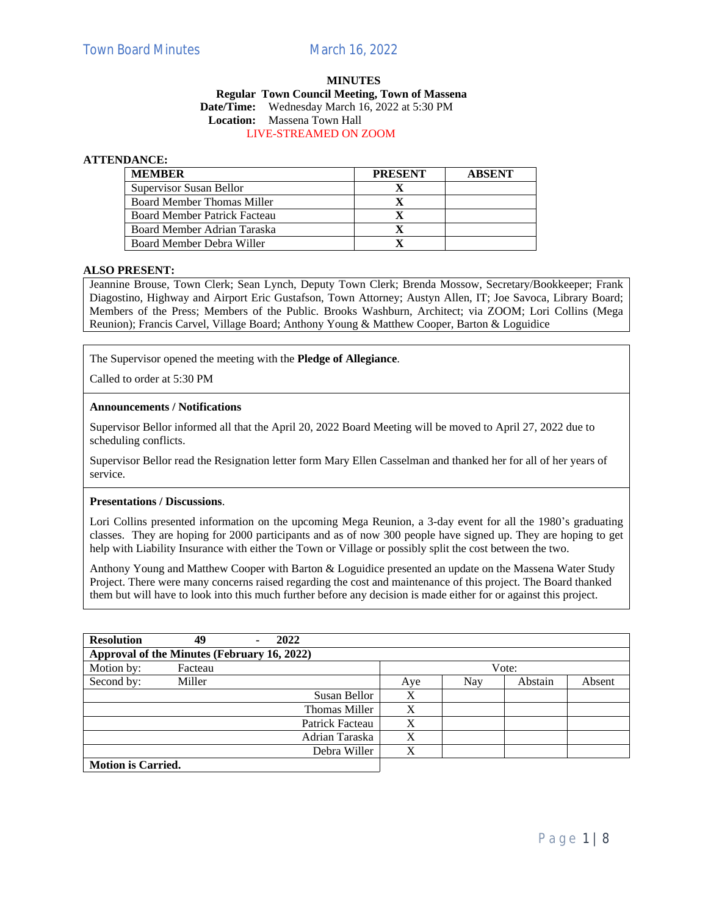# MINUTES

**Regular Town Council Meeting, Town of Massena**
**Date/Time:** Wednesday March 16, 2022 at 5:30 PM
**Location:** Massena Town Hall
LIVE-STREAMED ON ZOOM

**ATTENDANCE:**

| MEMBER | PRESENT | ABSENT |
|---|---|---|
| Supervisor Susan Bellor | X | |
| Board Member Thomas Miller | X | |
| Board Member Patrick Facteau | X | |
| Board Member Adrian Taraska | X | |
| Board Member Debra Willer | X | |

**ALSO PRESENT:**

Jeannine Brouse, Town Clerk; Sean Lynch, Deputy Town Clerk; Brenda Mossow, Secretary/Bookkeeper; Frank Diagostino, Highway and Airport Eric Gustafson, Town Attorney; Austyn Allen, IT; Joe Savoca, Library Board; Members of the Press; Members of the Public. Brooks Washburn, Architect; via ZOOM; Lori Collins (Mega Reunion); Francis Carvel, Village Board; Anthony Young & Matthew Cooper, Barton & Loguidice

The Supervisor opened the meeting with the **Pledge of Allegiance**.

Called to order at 5:30 PM

**Announcements / Notifications**

Supervisor Bellor informed all that the April 20, 2022 Board Meeting will be moved to April 27, 2022 due to scheduling conflicts.

Supervisor Bellor read the Resignation letter form Mary Ellen Casselman and thanked her for all of her years of service.

**Presentations / Discussions**.

Lori Collins presented information on the upcoming Mega Reunion, a 3-day event for all the 1980's graduating classes. They are hoping for 2000 participants and as of now 300 people have signed up. They are hoping to get help with Liability Insurance with either the Town or Village or possibly split the cost between the two.

Anthony Young and Matthew Cooper with Barton & Loguidice presented an update on the Massena Water Study Project. There were many concerns raised regarding the cost and maintenance of this project. The Board thanked them but will have to look into this much further before any decision is made either for or against this project.

| **Resolution 49 - 2022** | | | | |
|---|---|---|---|---|
| **Approval of the Minutes (February 16, 2022)** | | | | |
| Motion by: Facteau | Vote: | | | |
| Second by: Miller | Aye | Nay | Abstain | Absent |
| Susan Bellor | X | | | |
| Thomas Miller | X | | | |
| Patrick Facteau | X | | | |
| Adrian Taraska | X | | | |
| Debra Willer | X | | | |
| **Motion is Carried.** | | | | |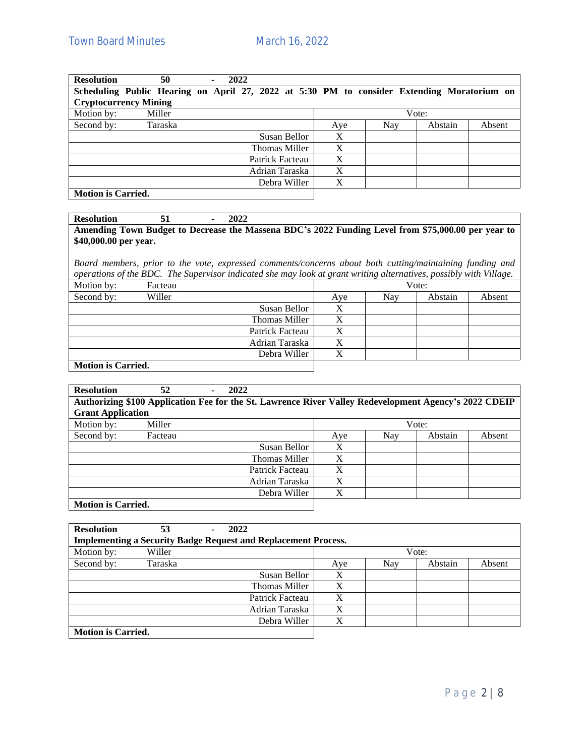| **Resolution** | **50 - 2022** | | | | |
|---|---|---|---|---|---|
| **Scheduling Public Hearing on April 27, 2022 at 5:30 PM to consider Extending Moratorium on Cryptocurrency Mining** | | | | | |
| Motion by: | Miller | Vote: | | | |
| Second by: | Taraska | Aye | Nay | Abstain | Absent |
| | Susan Bellor | X | | | |
| | Thomas Miller | X | | | |
| | Patrick Facteau | X | | | |
| | Adrian Taraska | X | | | |
| | Debra Willer | X | | | |
| **Motion is Carried.** | | | | | |

| **Resolution** | **51 - 2022** | | | | |
|---|---|---|---|---|---|
| **Amending Town Budget to Decrease the Massena BDC's 2022 Funding Level from $75,000.00 per year to $40,000.00 per year.** *Board members, prior to the vote, expressed comments/concerns about both cutting/maintaining funding and operations of the BDC. The Supervisor indicated she may look at grant writing alternatives, possibly with Village.* | | | | | |
| Motion by: | Facteau | Vote: | | | |
| Second by: | Willer | Aye | Nay | Abstain | Absent |
| | Susan Bellor | X | | | |
| | Thomas Miller | X | | | |
| | Patrick Facteau | X | | | |
| | Adrian Taraska | X | | | |
| | Debra Willer | X | | | |
| **Motion is Carried.** | | | | | |

| **Resolution** | **52 - 2022** | | | | |
|---|---|---|---|---|---|
| **Authorizing $100 Application Fee for the St. Lawrence River Valley Redevelopment Agency's 2022 CDEIP Grant Application** | | | | | |
| Motion by: | Miller | Vote: | | | |
| Second by: | Facteau | Aye | Nay | Abstain | Absent |
| | Susan Bellor | X | | | |
| | Thomas Miller | X | | | |
| | Patrick Facteau | X | | | |
| | Adrian Taraska | X | | | |
| | Debra Willer | X | | | |
| **Motion is Carried.** | | | | | |

| **Resolution** | **53 - 2022** | | | | |
|---|---|---|---|---|---|
| **Implementing a Security Badge Request and Replacement Process.** | | | | | |
| Motion by: | Willer | Vote: | | | |
| Second by: | Taraska | Aye | Nay | Abstain | Absent |
| | Susan Bellor | X | | | |
| | Thomas Miller | X | | | |
| | Patrick Facteau | X | | | |
| | Adrian Taraska | X | | | |
| | Debra Willer | X | | | |
| **Motion is Carried.** | | | | | |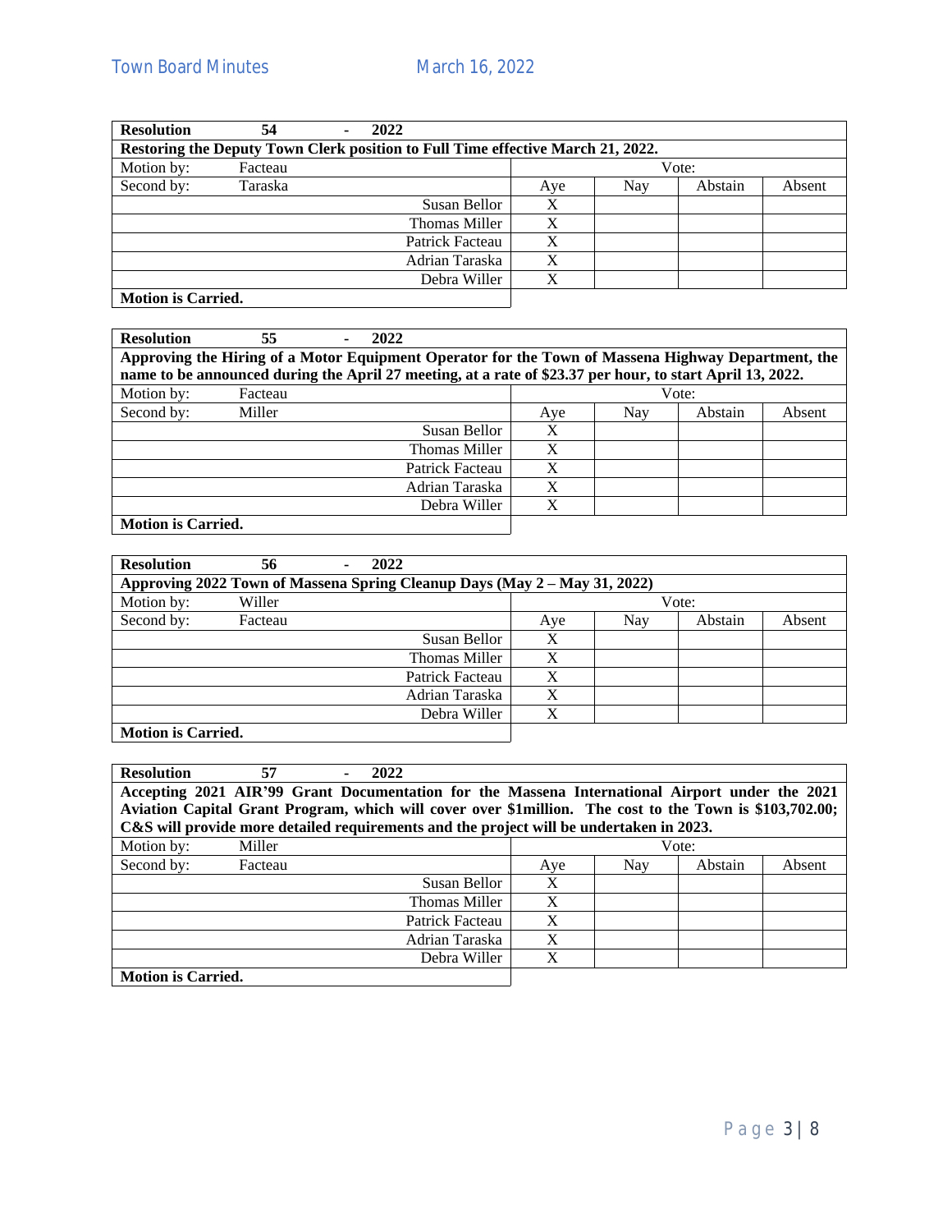| **Resolution** | **54 - 2022** | | | | |
|---|---|---|---|---|---|
| **Restoring the Deputy Town Clerk position to Full Time effective March 21, 2022.** | | | | | |
| Motion by: | Facteau | Vote: | | | |
| Second by: | Taraska | Aye | Nay | Abstain | Absent |
| | Susan Bellor | X | | | |
| | Thomas Miller | X | | | |
| | Patrick Facteau | X | | | |
| | Adrian Taraska | X | | | |
| | Debra Willer | X | | | |
| **Motion is Carried.** | | | | | |

| **Resolution** | **55 - 2022** | | | | |
|---|---|---|---|---|---|
| **Approving the Hiring of a Motor Equipment Operator for the Town of Massena Highway Department, the name to be announced during the April 27 meeting, at a rate of $23.37 per hour, to start April 13, 2022.** | | | | | |
| Motion by: | Facteau | Vote: | | | |
| Second by: | Miller | Aye | Nay | Abstain | Absent |
| | Susan Bellor | X | | | |
| | Thomas Miller | X | | | |
| | Patrick Facteau | X | | | |
| | Adrian Taraska | X | | | |
| | Debra Willer | X | | | |
| **Motion is Carried.** | | | | | |

| **Resolution** | **56 - 2022** | | | | |
|---|---|---|---|---|---|
| **Approving 2022 Town of Massena Spring Cleanup Days (May 2 – May 31, 2022)** | | | | | |
| Motion by: | Willer | Vote: | | | |
| Second by: | Facteau | Aye | Nay | Abstain | Absent |
| | Susan Bellor | X | | | |
| | Thomas Miller | X | | | |
| | Patrick Facteau | X | | | |
| | Adrian Taraska | X | | | |
| | Debra Willer | X | | | |
| **Motion is Carried.** | | | | | |

| **Resolution** | **57 - 2022** | | | | |
|---|---|---|---|---|---|
| **Accepting 2021 AIR'99 Grant Documentation for the Massena International Airport under the 2021 Aviation Capital Grant Program, which will cover over $1million. The cost to the Town is $103,702.00; C&S will provide more detailed requirements and the project will be undertaken in 2023.** | | | | | |
| Motion by: | Miller | Vote: | | | |
| Second by: | Facteau | Aye | Nay | Abstain | Absent |
| | Susan Bellor | X | | | |
| | Thomas Miller | X | | | |
| | Patrick Facteau | X | | | |
| | Adrian Taraska | X | | | |
| | Debra Willer | X | | | |
| **Motion is Carried.** | | | | | |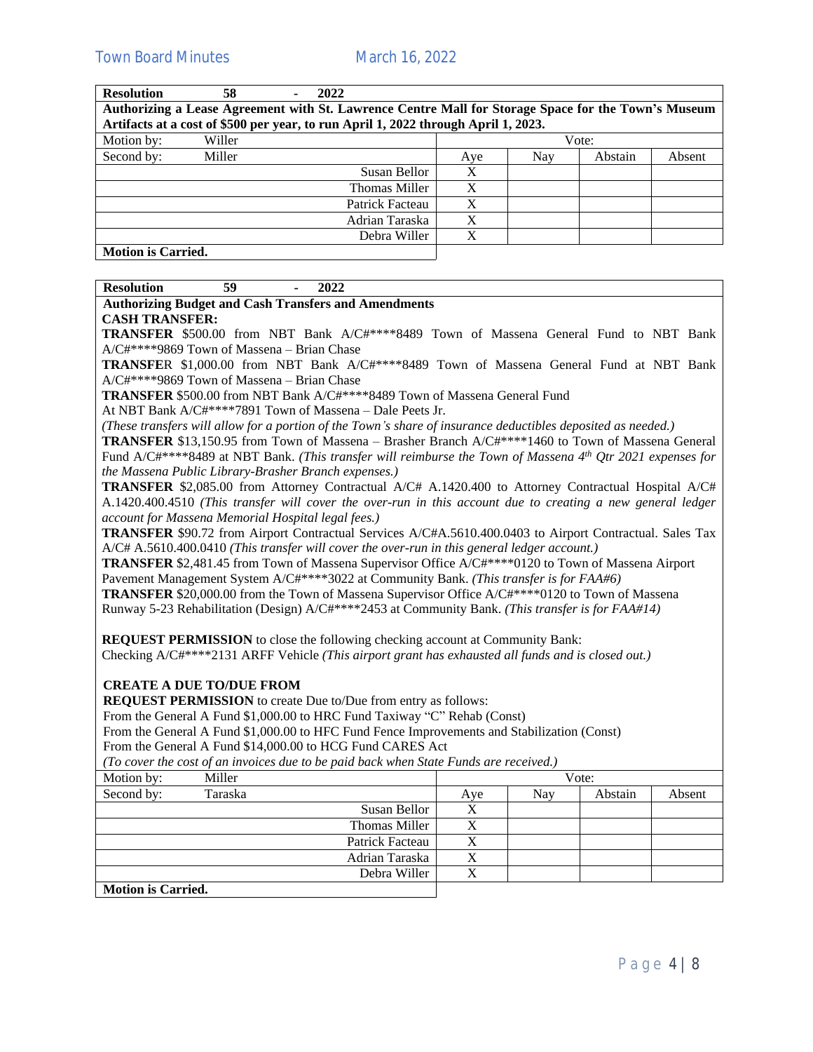| Resolution 58 - 2022 | | | | |
|---|---|---|---|---|
| **Authorizing a Lease Agreement with St. Lawrence Centre Mall for Storage Space for the Town's Museum Artifacts at a cost of $500 per year, to run April 1, 2022 through April 1, 2023.** | | | | |
| Motion by: Willer | Vote: | | | |
| Second by: Miller | Aye | Nay | Abstain | Absent |
| Susan Bellor | X | | | |
| Thomas Miller | X | | | |
| Patrick Facteau | X | | | |
| Adrian Taraska | X | | | |
| Debra Willer | X | | | |
| **Motion is Carried.** | | | | |

**Resolution 59 - 2022**

**Authorizing Budget and Cash Transfers and Amendments**

**CASH TRANSFER:**

**TRANSFER** $500.00 from NBT Bank A/C#****8489 Town of Massena General Fund to NBT Bank A/C#****9869 Town of Massena – Brian Chase

**TRANSFER** $1,000.00 from NBT Bank A/C#****8489 Town of Massena General Fund at NBT Bank A/C#****9869 Town of Massena – Brian Chase

**TRANSFER** $500.00 from NBT Bank A/C#****8489 Town of Massena General Fund At NBT Bank A/C#****7891 Town of Massena – Dale Peets Jr.

*(These transfers will allow for a portion of the Town's share of insurance deductibles deposited as needed.)*

**TRANSFER** $13,150.95 from Town of Massena – Brasher Branch A/C#****1460 to Town of Massena General Fund A/C#****8489 at NBT Bank. *(This transfer will reimburse the Town of Massena 4th Qtr 2021 expenses for the Massena Public Library-Brasher Branch expenses.)*

**TRANSFER** $2,085.00 from Attorney Contractual A/C# A.1420.400 to Attorney Contractual Hospital A/C# A.1420.400.4510 *(This transfer will cover the over-run in this account due to creating a new general ledger account for Massena Memorial Hospital legal fees.)*

**TRANSFER** $90.72 from Airport Contractual Services A/C#A.5610.400.0403 to Airport Contractual. Sales Tax A/C# A.5610.400.0410 *(This transfer will cover the over-run in this general ledger account.)*

**TRANSFER** $2,481.45 from Town of Massena Supervisor Office A/C#****0120 to Town of Massena Airport Pavement Management System A/C#****3022 at Community Bank. *(This transfer is for FAA#6)*

**TRANSFER** $20,000.00 from the Town of Massena Supervisor Office A/C#****0120 to Town of Massena Runway 5-23 Rehabilitation (Design) A/C#****2453 at Community Bank. *(This transfer is for FAA#14)*

**REQUEST PERMISSION** to close the following checking account at Community Bank:
Checking A/C#****2131 ARFF Vehicle *(This airport grant has exhausted all funds and is closed out.)*

**CREATE A DUE TO/DUE FROM**

**REQUEST PERMISSION** to create Due to/Due from entry as follows:
From the General A Fund $1,000.00 to HRC Fund Taxiway "C" Rehab (Const)
From the General A Fund $1,000.00 to HFC Fund Fence Improvements and Stabilization (Const)
From the General A Fund $14,000.00 to HCG Fund CARES Act
*(To cover the cost of an invoices due to be paid back when State Funds are received.)*

| Motion by: Miller | Vote: | | | |
|---|---|---|---|---|
| Second by: Taraska | Aye | Nay | Abstain | Absent |
| Susan Bellor | X | | | |
| Thomas Miller | X | | | |
| Patrick Facteau | X | | | |
| Adrian Taraska | X | | | |
| Debra Willer | X | | | |
| **Motion is Carried.** | | | | |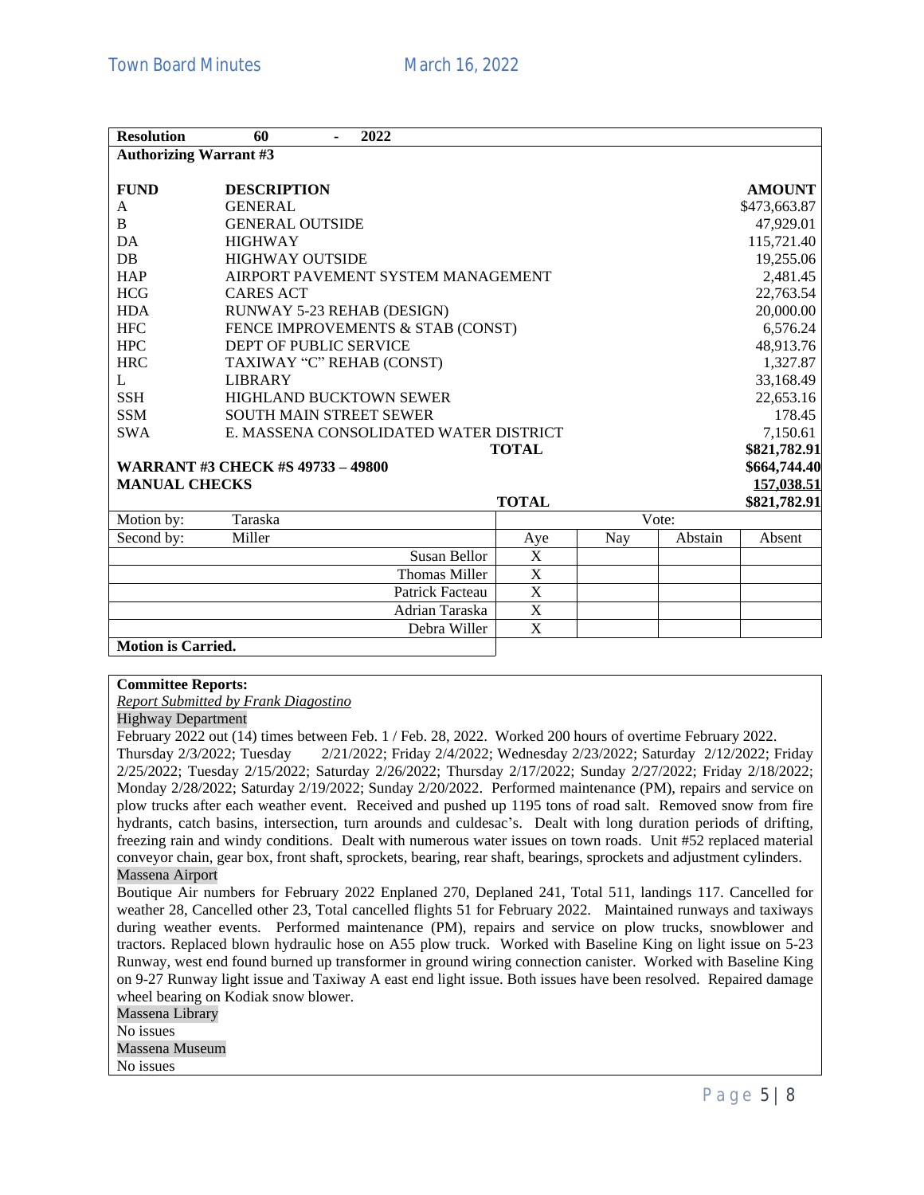| Resolution | 60 - 2022 | | | | | |
|---|---|---|---|---|---|---|
| **Authorizing Warrant #3** | | | | | | |
| **FUND** | **DESCRIPTION** | | | | | **AMOUNT** |
| A | GENERAL | | | | | $473,663.87 |
| B | GENERAL OUTSIDE | | | | | 47,929.01 |
| DA | HIGHWAY | | | | | 115,721.40 |
| DB | HIGHWAY OUTSIDE | | | | | 19,255.06 |
| HAP | AIRPORT PAVEMENT SYSTEM MANAGEMENT | | | | | 2,481.45 |
| HCG | CARES ACT | | | | | 22,763.54 |
| HDA | RUNWAY 5-23 REHAB (DESIGN) | | | | | 20,000.00 |
| HFC | FENCE IMPROVEMENTS & STAB (CONST) | | | | | 6,576.24 |
| HPC | DEPT OF PUBLIC SERVICE | | | | | 48,913.76 |
| HRC | TAXIWAY "C" REHAB (CONST) | | | | | 1,327.87 |
| L | LIBRARY | | | | | 33,168.49 |
| SSH | HIGHLAND BUCKTOWN SEWER | | | | | 22,653.16 |
| SSM | SOUTH MAIN STREET SEWER | | | | | 178.45 |
| SWA | E. MASSENA CONSOLIDATED WATER DISTRICT | | | | | 7,150.61 |
| | | **TOTAL** | | | | **$821,782.91** |
| **WARRANT #3 CHECK #S 49733 – 49800** | | | | | | **$664,744.40** |
| **MANUAL CHECKS** | | | | | | **157,038.51** |
| | | **TOTAL** | | | | **$821,782.91** |
| Motion by: | Taraska | | Vote: | | | |
| Second by: | Miller | | Aye | Nay | Abstain | Absent |
| | | Susan Bellor | X | | | |
| | | Thomas Miller | X | | | |
| | | Patrick Facteau | X | | | |
| | | Adrian Taraska | X | | | |
| | | Debra Willer | X | | | |
| **Motion is Carried.** | | | | | | |

**Committee Reports:**

*Report Submitted by Frank Diagostino*

Highway Department

February 2022 out (14) times between Feb. 1 / Feb. 28, 2022. Worked 200 hours of overtime February 2022. Thursday 2/3/2022; Tuesday 2/21/2022; Friday 2/4/2022; Wednesday 2/23/2022; Saturday 2/12/2022; Friday 2/25/2022; Tuesday 2/15/2022; Saturday 2/26/2022; Thursday 2/17/2022; Sunday 2/27/2022; Friday 2/18/2022; Monday 2/28/2022; Saturday 2/19/2022; Sunday 2/20/2022. Performed maintenance (PM), repairs and service on plow trucks after each weather event. Received and pushed up 1195 tons of road salt. Removed snow from fire hydrants, catch basins, intersection, turn arounds and culdesac's. Dealt with long duration periods of drifting, freezing rain and windy conditions. Dealt with numerous water issues on town roads. Unit #52 replaced material conveyor chain, gear box, front shaft, sprockets, bearing, rear shaft, bearings, sprockets and adjustment cylinders.

Massena Airport

Boutique Air numbers for February 2022 Enplaned 270, Deplaned 241, Total 511, landings 117. Cancelled for weather 28, Cancelled other 23, Total cancelled flights 51 for February 2022. Maintained runways and taxiways during weather events. Performed maintenance (PM), repairs and service on plow trucks, snowblower and tractors. Replaced blown hydraulic hose on A55 plow truck. Worked with Baseline King on light issue on 5-23 Runway, west end found burned up transformer in ground wiring connection canister. Worked with Baseline King on 9-27 Runway light issue and Taxiway A east end light issue. Both issues have been resolved. Repaired damage wheel bearing on Kodiak snow blower.

Massena Library

No issues

Massena Museum

No issues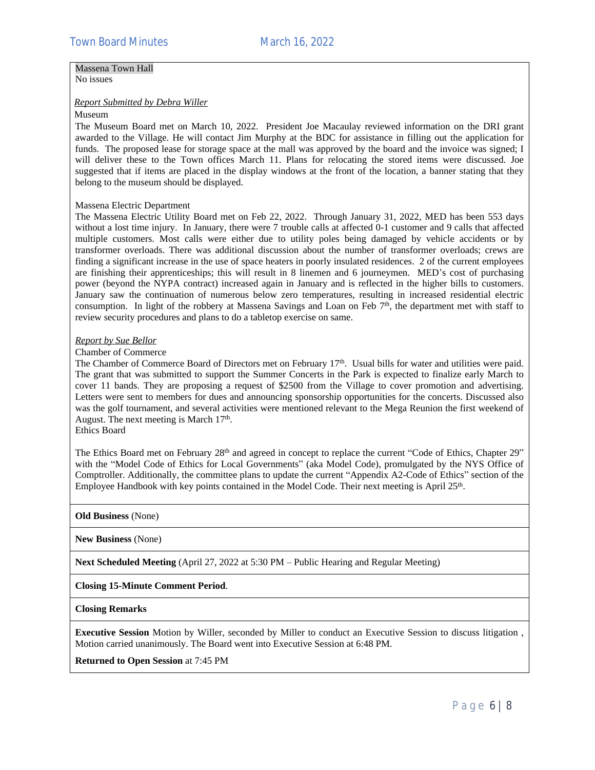Massena Town Hall
No issues

*Report Submitted by Debra Willer*

Museum
The Museum Board met on March 10, 2022. President Joe Macaulay reviewed information on the DRI grant awarded to the Village. He will contact Jim Murphy at the BDC for assistance in filling out the application for funds. The proposed lease for storage space at the mall was approved by the board and the invoice was signed; I will deliver these to the Town offices March 11. Plans for relocating the stored items were discussed. Joe suggested that if items are placed in the display windows at the front of the location, a banner stating that they belong to the museum should be displayed.

Massena Electric Department
The Massena Electric Utility Board met on Feb 22, 2022. Through January 31, 2022, MED has been 553 days without a lost time injury. In January, there were 7 trouble calls at affected 0-1 customer and 9 calls that affected multiple customers. Most calls were either due to utility poles being damaged by vehicle accidents or by transformer overloads. There was additional discussion about the number of transformer overloads; crews are finding a significant increase in the use of space heaters in poorly insulated residences. 2 of the current employees are finishing their apprenticeships; this will result in 8 linemen and 6 journeymen. MED's cost of purchasing power (beyond the NYPA contract) increased again in January and is reflected in the higher bills to customers. January saw the continuation of numerous below zero temperatures, resulting in increased residential electric consumption. In light of the robbery at Massena Savings and Loan on Feb 7th, the department met with staff to review security procedures and plans to do a tabletop exercise on same.

*Report by Sue Bellor*

Chamber of Commerce
The Chamber of Commerce Board of Directors met on February 17th. Usual bills for water and utilities were paid. The grant that was submitted to support the Summer Concerts in the Park is expected to finalize early March to cover 11 bands. They are proposing a request of $2500 from the Village to cover promotion and advertising. Letters were sent to members for dues and announcing sponsorship opportunities for the concerts. Discussed also was the golf tournament, and several activities were mentioned relevant to the Mega Reunion the first weekend of August. The next meeting is March 17th.

Ethics Board

The Ethics Board met on February 28th and agreed in concept to replace the current "Code of Ethics, Chapter 29" with the "Model Code of Ethics for Local Governments" (aka Model Code), promulgated by the NYS Office of Comptroller. Additionally, the committee plans to update the current "Appendix A2-Code of Ethics" section of the Employee Handbook with key points contained in the Model Code. Their next meeting is April 25th.

**Old Business** (None)

**New Business** (None)

**Next Scheduled Meeting** (April 27, 2022 at 5:30 PM – Public Hearing and Regular Meeting)

**Closing 15-Minute Comment Period**.

**Closing Remarks**

**Executive Session** Motion by Willer, seconded by Miller to conduct an Executive Session to discuss litigation , Motion carried unanimously. The Board went into Executive Session at 6:48 PM.

**Returned to Open Session** at 7:45 PM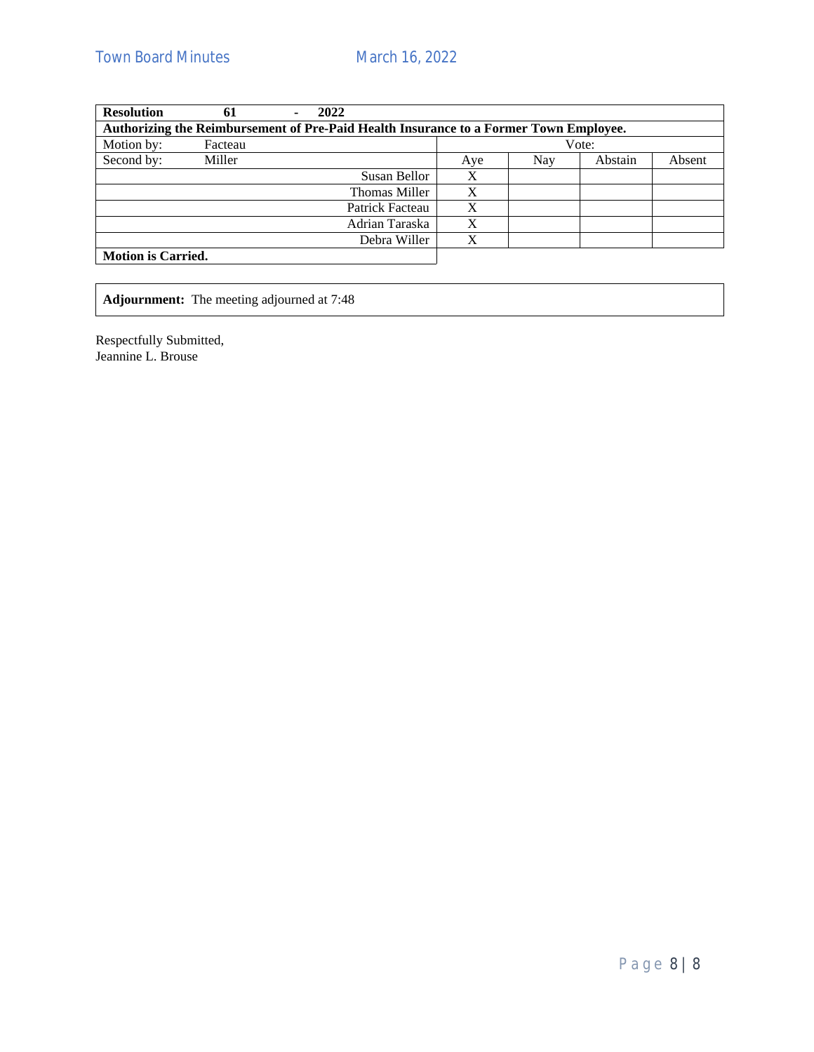| Resolution 61 - 2022 | | | | |
|---|---|---|---|---|
| **Authorizing the Reimbursement of Pre-Paid Health Insurance to a Former Town Employee.** | | | | |
| Motion by: Facteau | Vote: | | | |
| Second by: Miller | Aye | Nay | Abstain | Absent |
| Susan Bellor | X | | | |
| Thomas Miller | X | | | |
| Patrick Facteau | X | | | |
| Adrian Taraska | X | | | |
| Debra Willer | X | | | |
| **Motion is Carried.** | | | | |

**Adjournment:** The meeting adjourned at 7:48

Respectfully Submitted,
Jeannine L. Brouse